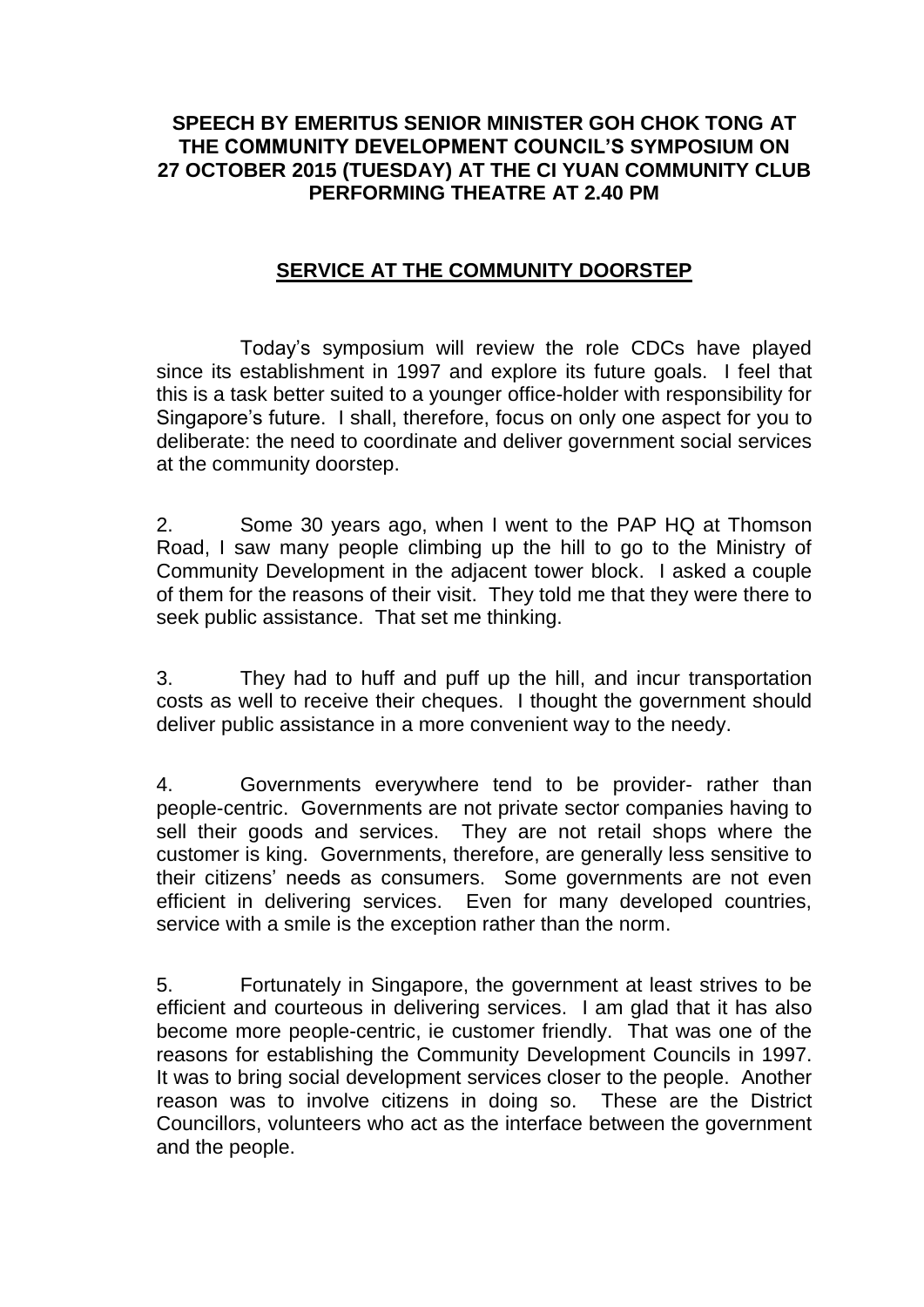**SPEECH BY EMERITUS SENIOR MINISTER GOH CHOK TONG AT THE COMMUNITY DEVELOPMENT COUNCIL'S SYMPOSIUM ON 27 OCTOBER 2015 (TUESDAY) AT THE CI YUAN COMMUNITY CLUB PERFORMING THEATRE AT 2.40 PM**

## SERVICE AT THE COMMUNITY DOORSTEP

Today's symposium will review the role CDCs have played since its establishment in 1997 and explore its future goals. I feel that this is a task better suited to a younger office-holder with responsibility for Singapore's future. I shall, therefore, focus on only one aspect for you to deliberate: the need to coordinate and deliver government social services at the community doorstep.

2. Some 30 years ago, when I went to the PAP HQ at Thomson Road, I saw many people climbing up the hill to go to the Ministry of Community Development in the adjacent tower block. I asked a couple of them for the reasons of their visit. They told me that they were there to seek public assistance. That set me thinking.

3. They had to huff and puff up the hill, and incur transportation costs as well to receive their cheques. I thought the government should deliver public assistance in a more convenient way to the needy.

4. Governments everywhere tend to be provider- rather than people-centric. Governments are not private sector companies having to sell their goods and services. They are not retail shops where the customer is king. Governments, therefore, are generally less sensitive to their citizens' needs as consumers. Some governments are not even efficient in delivering services. Even for many developed countries, service with a smile is the exception rather than the norm.

5. Fortunately in Singapore, the government at least strives to be efficient and courteous in delivering services. I am glad that it has also become more people-centric, ie customer friendly. That was one of the reasons for establishing the Community Development Councils in 1997. It was to bring social development services closer to the people. Another reason was to involve citizens in doing so. These are the District Councillors, volunteers who act as the interface between the government and the people.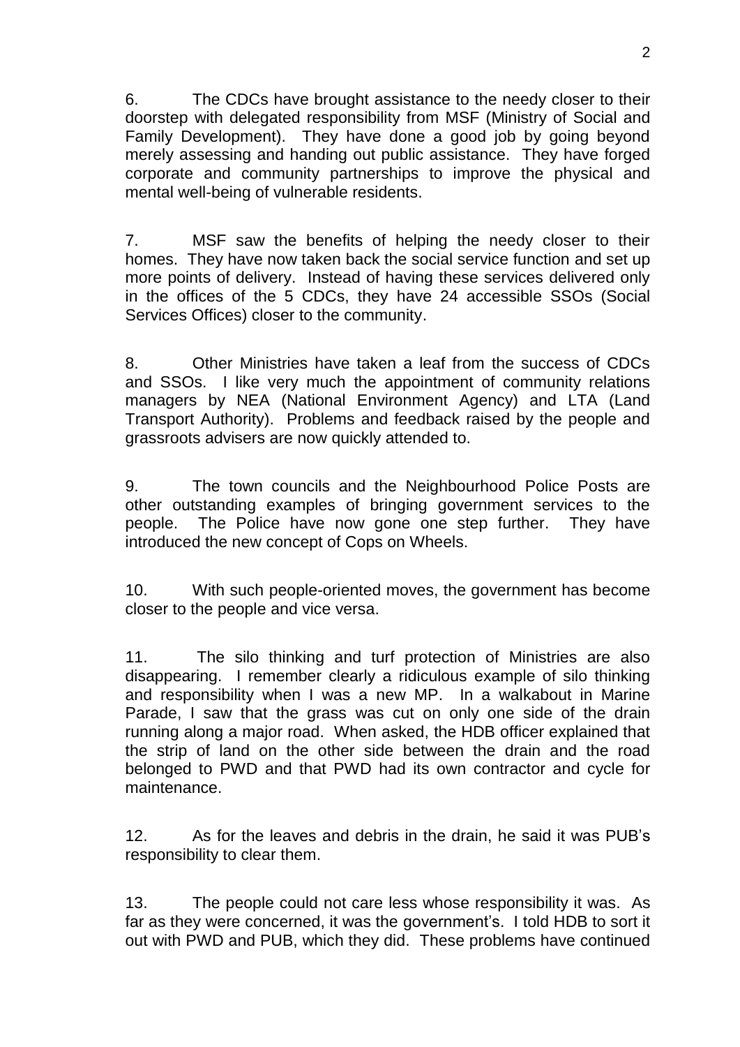6. The CDCs have brought assistance to the needy closer to their doorstep with delegated responsibility from MSF (Ministry of Social and Family Development). They have done a good job by going beyond merely assessing and handing out public assistance. They have forged corporate and community partnerships to improve the physical and mental well-being of vulnerable residents.

7. MSF saw the benefits of helping the needy closer to their homes. They have now taken back the social service function and set up more points of delivery. Instead of having these services delivered only in the offices of the 5 CDCs, they have 24 accessible SSOs (Social Services Offices) closer to the community.

8. Other Ministries have taken a leaf from the success of CDCs and SSOs. I like very much the appointment of community relations managers by NEA (National Environment Agency) and LTA (Land Transport Authority). Problems and feedback raised by the people and grassroots advisers are now quickly attended to.

9. The town councils and the Neighbourhood Police Posts are other outstanding examples of bringing government services to the people. The Police have now gone one step further. They have introduced the new concept of Cops on Wheels.

10. With such people-oriented moves, the government has become closer to the people and vice versa.

11. The silo thinking and turf protection of Ministries are also disappearing. I remember clearly a ridiculous example of silo thinking and responsibility when I was a new MP. In a walkabout in Marine Parade, I saw that the grass was cut on only one side of the drain running along a major road. When asked, the HDB officer explained that the strip of land on the other side between the drain and the road belonged to PWD and that PWD had its own contractor and cycle for maintenance.

12. As for the leaves and debris in the drain, he said it was PUB's responsibility to clear them.

13. The people could not care less whose responsibility it was. As far as they were concerned, it was the government's. I told HDB to sort it out with PWD and PUB, which they did. These problems have continued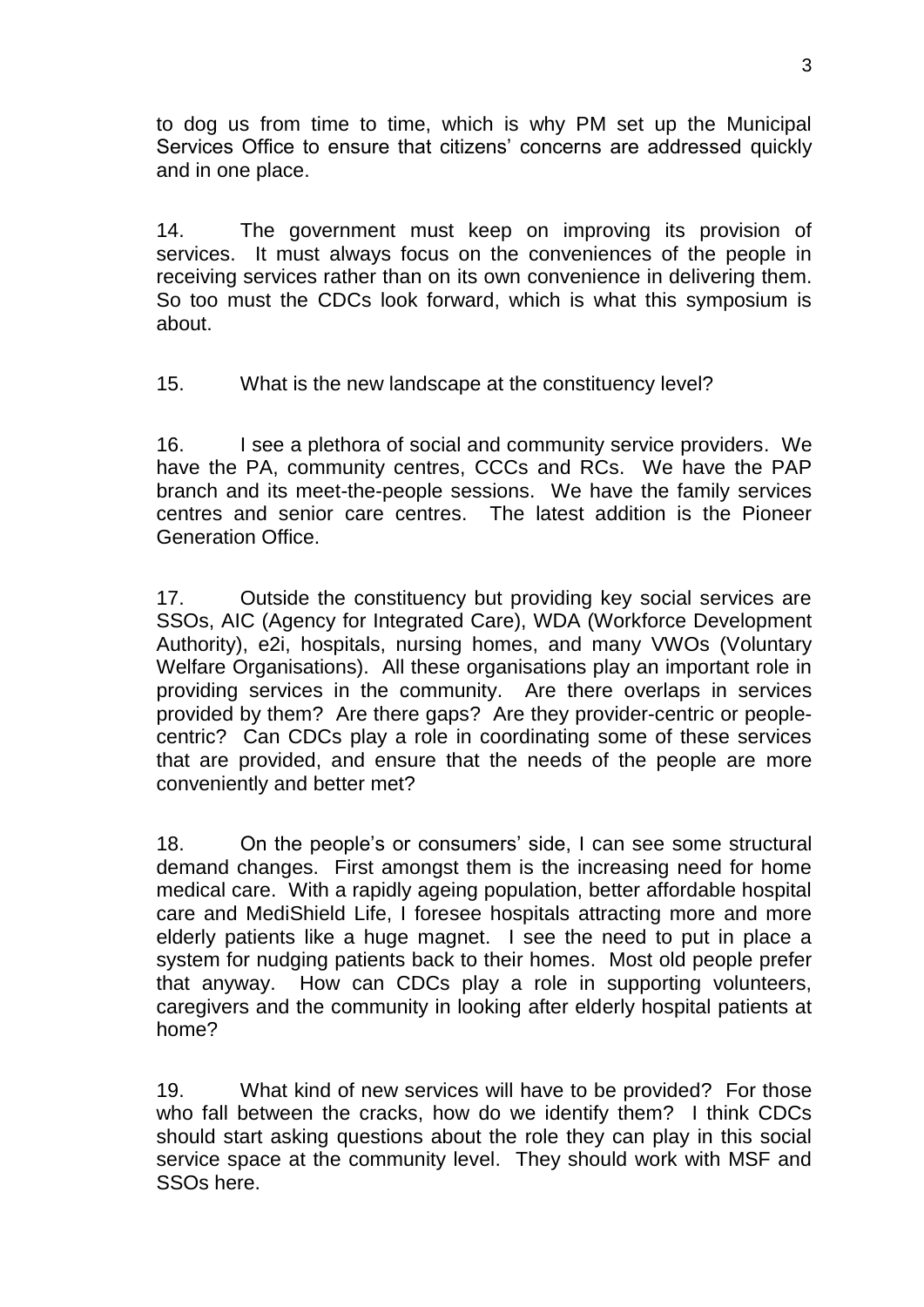to dog us from time to time, which is why PM set up the Municipal Services Office to ensure that citizens' concerns are addressed quickly and in one place.

14. The government must keep on improving its provision of services. It must always focus on the conveniences of the people in receiving services rather than on its own convenience in delivering them. So too must the CDCs look forward, which is what this symposium is about.

15. What is the new landscape at the constituency level?

16. I see a plethora of social and community service providers. We have the PA, community centres, CCCs and RCs. We have the PAP branch and its meet-the-people sessions. We have the family services centres and senior care centres. The latest addition is the Pioneer Generation Office.

17. Outside the constituency but providing key social services are SSOs, AIC (Agency for Integrated Care), WDA (Workforce Development Authority), e2i, hospitals, nursing homes, and many VWOs (Voluntary Welfare Organisations). All these organisations play an important role in providing services in the community. Are there overlaps in services provided by them? Are there gaps? Are they provider-centric or people-centric? Can CDCs play a role in coordinating some of these services that are provided, and ensure that the needs of the people are more conveniently and better met?

18. On the people's or consumers' side, I can see some structural demand changes. First amongst them is the increasing need for home medical care. With a rapidly ageing population, better affordable hospital care and MediShield Life, I foresee hospitals attracting more and more elderly patients like a huge magnet. I see the need to put in place a system for nudging patients back to their homes. Most old people prefer that anyway. How can CDCs play a role in supporting volunteers, caregivers and the community in looking after elderly hospital patients at home?

19. What kind of new services will have to be provided? For those who fall between the cracks, how do we identify them? I think CDCs should start asking questions about the role they can play in this social service space at the community level. They should work with MSF and SSOs here.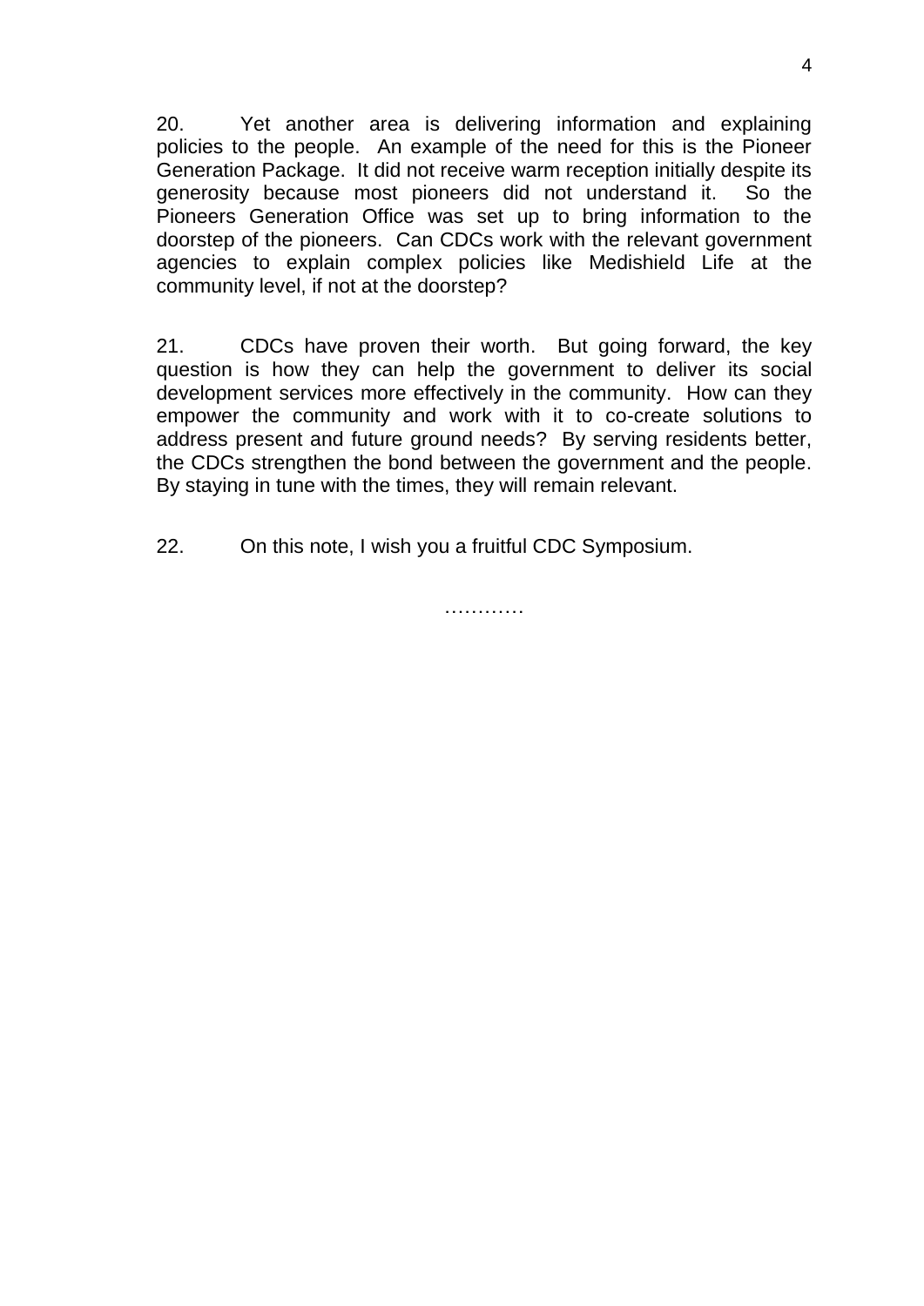20. Yet another area is delivering information and explaining policies to the people. An example of the need for this is the Pioneer Generation Package. It did not receive warm reception initially despite its generosity because most pioneers did not understand it. So the Pioneers Generation Office was set up to bring information to the doorstep of the pioneers. Can CDCs work with the relevant government agencies to explain complex policies like Medishield Life at the community level, if not at the doorstep?

21. CDCs have proven their worth. But going forward, the key question is how they can help the government to deliver its social development services more effectively in the community. How can they empower the community and work with it to co-create solutions to address present and future ground needs? By serving residents better, the CDCs strengthen the bond between the government and the people. By staying in tune with the times, they will remain relevant.

22. On this note, I wish you a fruitful CDC Symposium.

…………